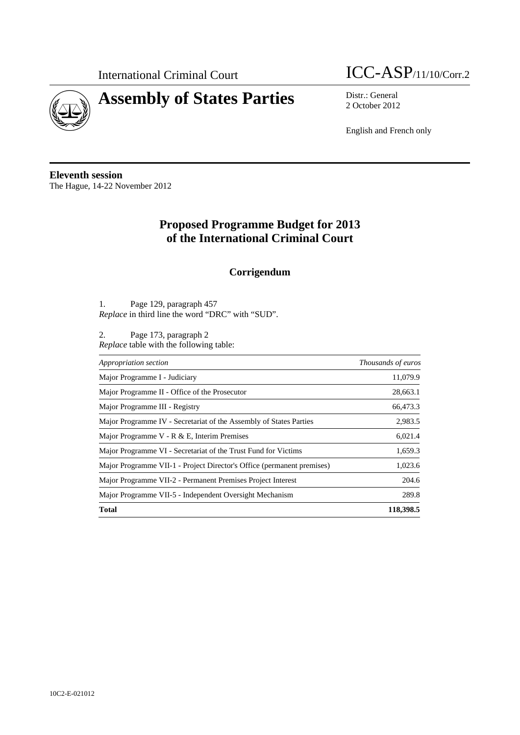International Criminal Court

# Assembly of States Parties

ICC-ASP/11/10/Corr.2

Distr.: General
2 October 2012

English and French only

**Eleventh session**
The Hague, 14-22 November 2012

## Proposed Programme Budget for 2013 of the International Criminal Court

### Corrigendum

1. Page 129, paragraph 457
*Replace* in third line the word "DRC" with "SUD".

2. Page 173, paragraph 2
*Replace* table with the following table:

| *Appropriation section* | *Thousands of euros* |
|---|---|
| Major Programme I - Judiciary | 11,079.9 |
| Major Programme II - Office of the Prosecutor | 28,663.1 |
| Major Programme III - Registry | 66,473.3 |
| Major Programme IV - Secretariat of the Assembly of States Parties | 2,983.5 |
| Major Programme V - R & E, Interim Premises | 6,021.4 |
| Major Programme VI - Secretariat of the Trust Fund for Victims | 1,659.3 |
| Major Programme VII-1 - Project Director's Office (permanent premises) | 1,023.6 |
| Major Programme VII-2 - Permanent Premises Project Interest | 204.6 |
| Major Programme VII-5 - Independent Oversight Mechanism | 289.8 |
| **Total** | **118,398.5** |

10C2-E-021012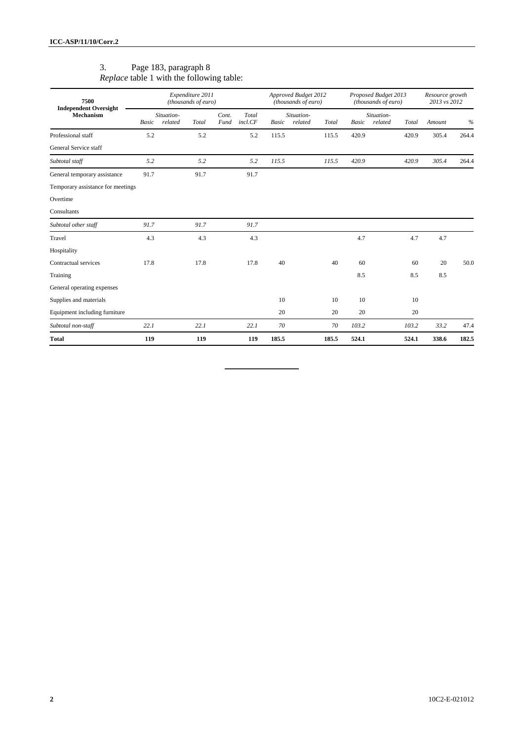3. Page 183, paragraph 8

*Replace* table 1 with the following table:

| 7500 Independent Oversight Mechanism | Expenditure 2011 (thousands of euro) | | | | | Approved Budget 2012 (thousands of euro) | | | Proposed Budget 2013 (thousands of euro) | | | Resource growth 2013 vs 2012 | |
|---|---|---|---|---|---|---|---|---|---|---|---|---|---|
| | *Basic* | *Situation-related* | *Total* | *Cont. Fund* | *Total incl.CF* | *Basic* | *Situation-related* | *Total* | *Basic* | *Situation-related* | *Total* | *Amount* | *%* |
| Professional staff | 5.2 | | 5.2 | | 5.2 | 115.5 | | 115.5 | 420.9 | | 420.9 | 305.4 | 264.4 |
| General Service staff | | | | | | | | | | | | | |
| *Subtotal staff* | *5.2* | | *5.2* | | *5.2* | *115.5* | | *115.5* | *420.9* | | *420.9* | *305.4* | *264.4* |
| General temporary assistance | 91.7 | | 91.7 | | 91.7 | | | | | | | | |
| Temporary assistance for meetings | | | | | | | | | | | | | |
| Overtime | | | | | | | | | | | | | |
| Consultants | | | | | | | | | | | | | |
| *Subtotal other staff* | *91.7* | | *91.7* | | *91.7* | | | | | | | | |
| Travel | 4.3 | | 4.3 | | 4.3 | | | | 4.7 | | 4.7 | 4.7 | |
| Hospitality | | | | | | | | | | | | | |
| Contractual services | 17.8 | | 17.8 | | 17.8 | 40 | | 40 | 60 | | 60 | 20 | 50.0 |
| Training | | | | | | | | | 8.5 | | 8.5 | 8.5 | |
| General operating expenses | | | | | | | | | | | | | |
| Supplies and materials | | | | | | 10 | | 10 | 10 | | 10 | | |
| Equipment including furniture | | | | | | 20 | | 20 | 20 | | 20 | | |
| *Subtotal non-staff* | *22.1* | | *22.1* | | *22.1* | *70* | | *70* | *103.2* | | *103.2* | *33.2* | *47.4* |
| **Total** | **119** | | **119** | | **119** | **185.5** | | **185.5** | **524.1** | | **524.1** | **338.6** | **182.5** |